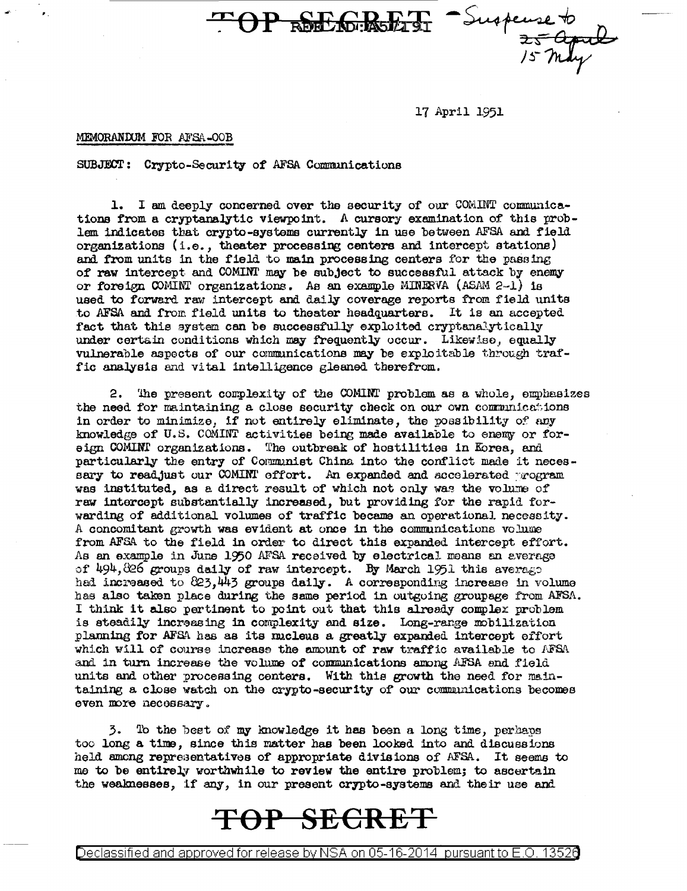TOP SECRET REF ID:A56191 — Suspense to ~~25 April~~ 15 May

17 April 1951

MEMORANDUM FOR AFSA-00B

SUBJECT: Crypto-Security of AFSA Communications

1. I am deeply concerned over the security of our COMINT communications from a cryptanalytic viewpoint. A cursory examination of this problem indicates that crypto-systems currently in use between AFSA and field organizations (i.e., theater processing centers and intercept stations) and from units in the field to main processing centers for the passing of raw intercept and COMINT may be subject to successful attack by enemy or foreign COMINT organizations. As an example MINERVA (ASAM 2-1) is used to forward raw intercept and daily coverage reports from field units to AFSA and from field units to theater headquarters. It is an accepted fact that this system can be successfully exploited cryptanalytically under certain conditions which may frequently occur. Likewise, equally vulnerable aspects of our communications may be exploitable through traffic analysis and vital intelligence gleaned therefrom.

2. The present complexity of the COMINT problem as a whole, emphasizes the need for maintaining a close security check on our own communications in order to minimize, if not entirely eliminate, the possibility of any knowledge of U.S. COMINT activities being made available to enemy or foreign COMINT organizations. The outbreak of hostilities in Korea, and particularly the entry of Communist China into the conflict made it necessary to readjust our COMINT effort. An expanded and accelerated program was instituted, as a direct result of which not only was the volume of raw intercept substantially increased, but providing for the rapid forwarding of additional volumes of traffic became an operational necessity. A concomitant growth was evident at once in the communications volume from AFSA to the field in order to direct this expanded intercept effort. As an example in June 1950 AFSA received by electrical means an average of 494,826 groups daily of raw intercept. By March 1951 this average had increased to 823,443 groups daily. A corresponding increase in volume has also taken place during the same period in outgoing groupage from AFSA. I think it also pertinent to point out that this already complex problem is steadily increasing in complexity and size. Long-range mobilization planning for AFSA has as its nucleus a greatly expanded intercept effort which will of course increase the amount of raw traffic available to AFSA and in turn increase the volume of communications among AFSA and field units and other processing centers. With this growth the need for maintaining a close watch on the crypto-security of our communications becomes even more necessary.

3. To the best of my knowledge it has been a long time, perhaps too long a time, since this matter has been looked into and discussions held among representatives of appropriate divisions of AFSA. It seems to me to be entirely worthwhile to review the entire problem; to ascertain the weaknesses, if any, in our present crypto-systems and their use and

TOP SECRET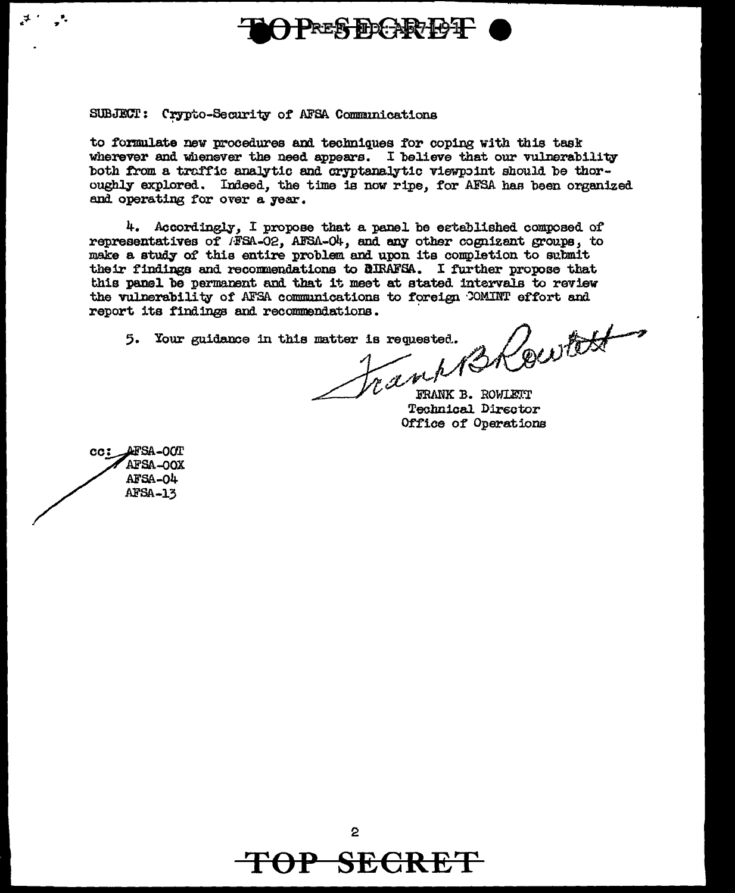TOP SECRET

SUBJECT: Crypto-Security of AFSA Communications

to formulate new procedures and techniques for coping with this task wherever and whenever the need appears. I believe that our vulnerability both from a traffic analytic and cryptanalytic viewpoint should be thoroughly explored. Indeed, the time is now ripe, for AFSA has been organized and operating for over a year.

4. Accordingly, I propose that a panel be established composed of representatives of AFSA-02, AFSA-04, and any other cognizant groups, to make a study of this entire problem and upon its completion to submit their findings and recommendations to DIRAFSA. I further propose that this panel be permanent and that it meet at stated intervals to review the vulnerability of AFSA communications to foreign COMINT effort and report its findings and recommendations.

5. Your guidance in this matter is requested.

Frank B Rowlett

FRANK B. ROWLETT
Technical Director
Office of Operations

cc: AFSA-00T
AFSA-00X
AFSA-04
AFSA-13

TOP SECRET